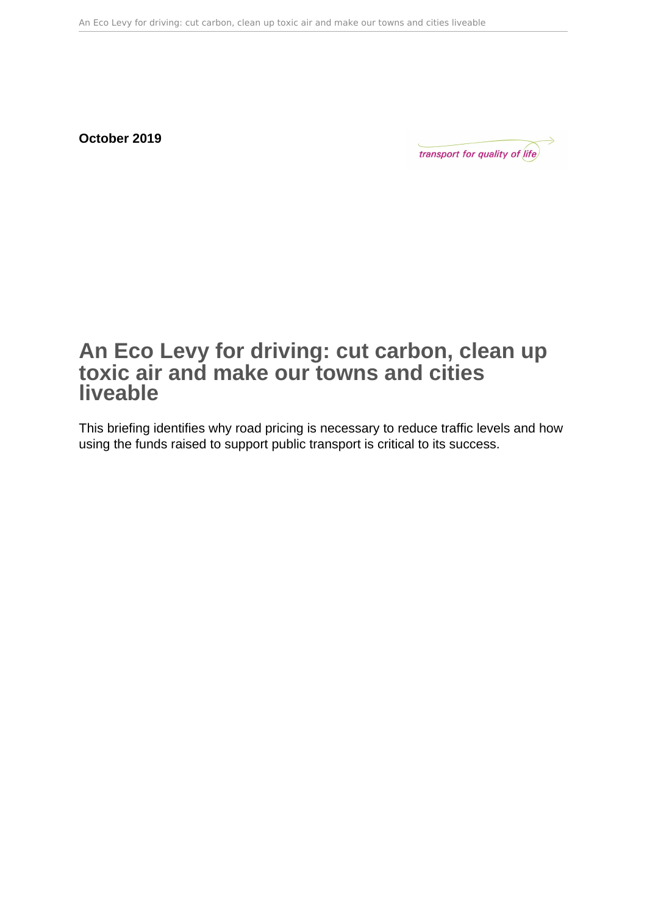**October 2019**

transport for quality of life

# An Eco Levy for driving: cut carbon, clean up toxic air and make our towns and cities liveable

This briefing identifies why road pricing is necessary to reduce traffic levels and how using the funds raised to support public transport is critical to its success.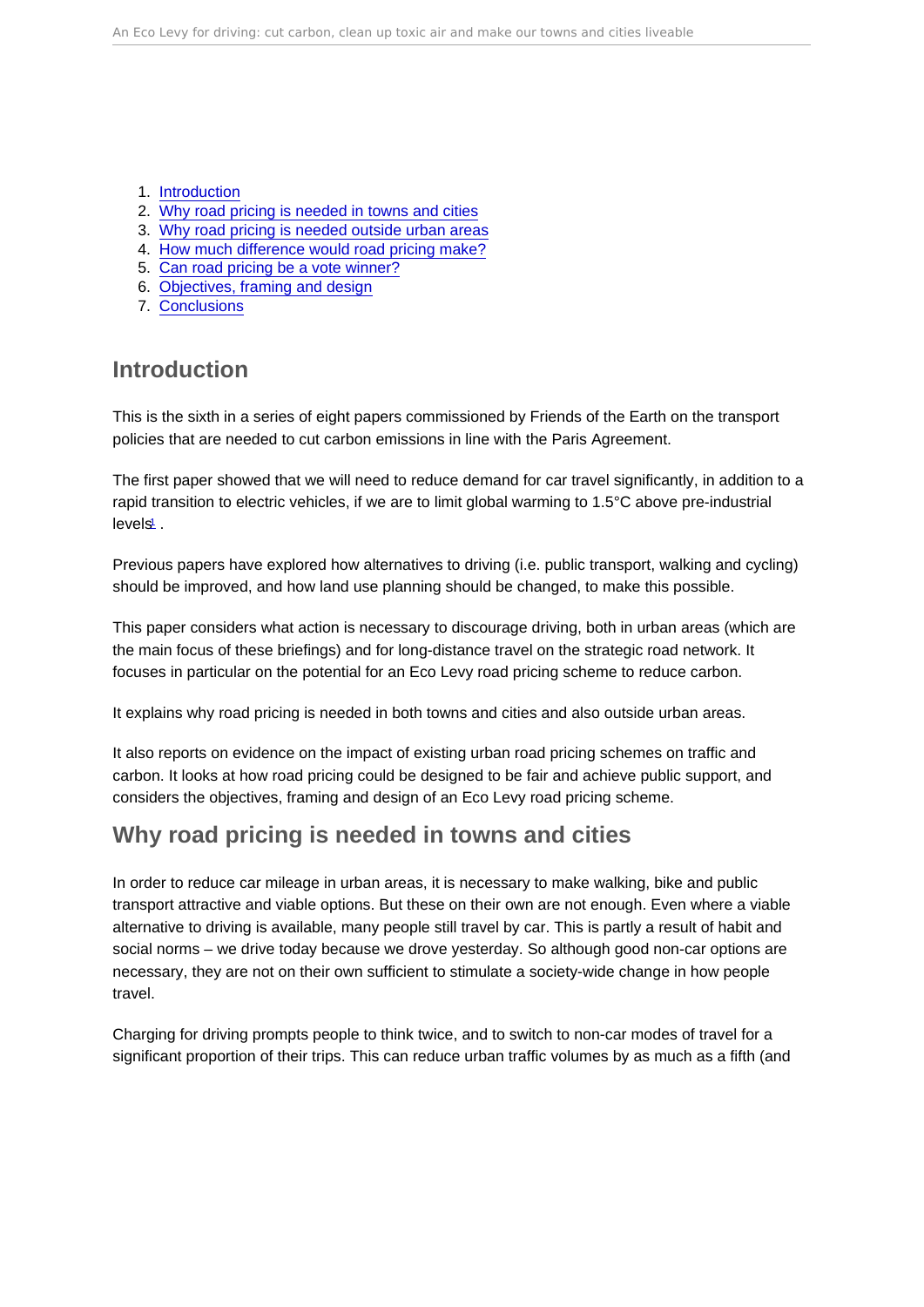1. Introduction
2. Why road pricing is needed in towns and cities
3. Why road pricing is needed outside urban areas
4. How much difference would road pricing make?
5. Can road pricing be a vote winner?
6. Objectives, framing and design
7. Conclusions

## Introduction

This is the sixth in a series of eight papers commissioned by Friends of the Earth on the transport policies that are needed to cut carbon emissions in line with the Paris Agreement.

The first paper showed that we will need to reduce demand for car travel significantly, in addition to a rapid transition to electric vehicles, if we are to limit global warming to 1.5°C above pre-industrial levels[1] .

Previous papers have explored how alternatives to driving (i.e. public transport, walking and cycling) should be improved, and how land use planning should be changed, to make this possible.

This paper considers what action is necessary to discourage driving, both in urban areas (which are the main focus of these briefings) and for long-distance travel on the strategic road network. It focuses in particular on the potential for an Eco Levy road pricing scheme to reduce carbon.

It explains why road pricing is needed in both towns and cities and also outside urban areas.

It also reports on evidence on the impact of existing urban road pricing schemes on traffic and carbon. It looks at how road pricing could be designed to be fair and achieve public support, and considers the objectives, framing and design of an Eco Levy road pricing scheme.

## Why road pricing is needed in towns and cities

In order to reduce car mileage in urban areas, it is necessary to make walking, bike and public transport attractive and viable options. But these on their own are not enough. Even where a viable alternative to driving is available, many people still travel by car. This is partly a result of habit and social norms – we drive today because we drove yesterday. So although good non-car options are necessary, they are not on their own sufficient to stimulate a society-wide change in how people travel.

Charging for driving prompts people to think twice, and to switch to non-car modes of travel for a significant proportion of their trips. This can reduce urban traffic volumes by as much as a fifth (and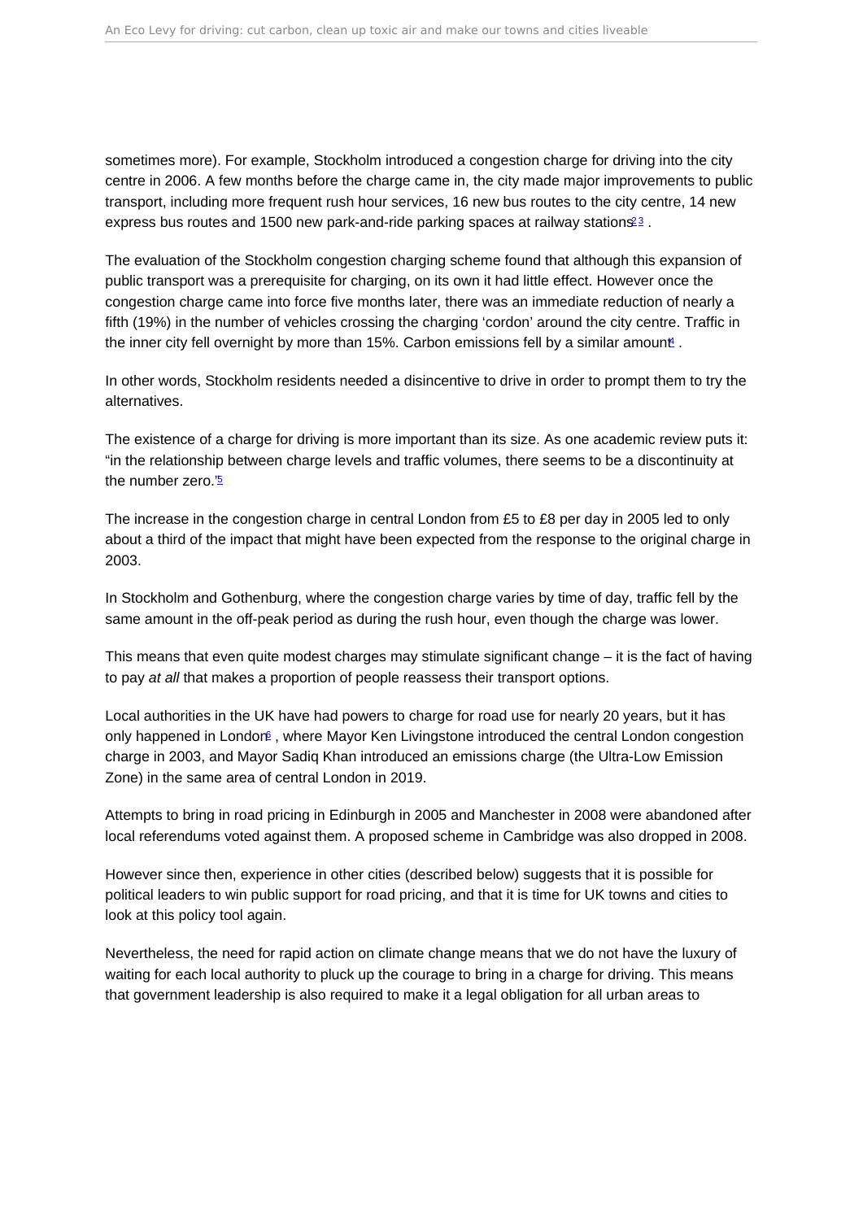sometimes more). For example, Stockholm introduced a congestion charge for driving into the city centre in 2006. A few months before the charge came in, the city made major improvements to public transport, including more frequent rush hour services, 16 new bus routes to the city centre, 14 new express bus routes and 1500 new park-and-ride parking spaces at railway stations[2] [3] .

The evaluation of the Stockholm congestion charging scheme found that although this expansion of public transport was a prerequisite for charging, on its own it had little effect. However once the congestion charge came into force five months later, there was an immediate reduction of nearly a fifth (19%) in the number of vehicles crossing the charging 'cordon' around the city centre. Traffic in the inner city fell overnight by more than 15%. Carbon emissions fell by a similar amount[4] .

In other words, Stockholm residents needed a disincentive to drive in order to prompt them to try the alternatives.

The existence of a charge for driving is more important than its size. As one academic review puts it: "in the relationship between charge levels and traffic volumes, there seems to be a discontinuity at the number zero."[5]

The increase in the congestion charge in central London from £5 to £8 per day in 2005 led to only about a third of the impact that might have been expected from the response to the original charge in 2003.

In Stockholm and Gothenburg, where the congestion charge varies by time of day, traffic fell by the same amount in the off-peak period as during the rush hour, even though the charge was lower.

This means that even quite modest charges may stimulate significant change – it is the fact of having to pay *at all* that makes a proportion of people reassess their transport options.

Local authorities in the UK have had powers to charge for road use for nearly 20 years, but it has only happened in London[6] , where Mayor Ken Livingstone introduced the central London congestion charge in 2003, and Mayor Sadiq Khan introduced an emissions charge (the Ultra-Low Emission Zone) in the same area of central London in 2019.

Attempts to bring in road pricing in Edinburgh in 2005 and Manchester in 2008 were abandoned after local referendums voted against them. A proposed scheme in Cambridge was also dropped in 2008.

However since then, experience in other cities (described below) suggests that it is possible for political leaders to win public support for road pricing, and that it is time for UK towns and cities to look at this policy tool again.

Nevertheless, the need for rapid action on climate change means that we do not have the luxury of waiting for each local authority to pluck up the courage to bring in a charge for driving. This means that government leadership is also required to make it a legal obligation for all urban areas to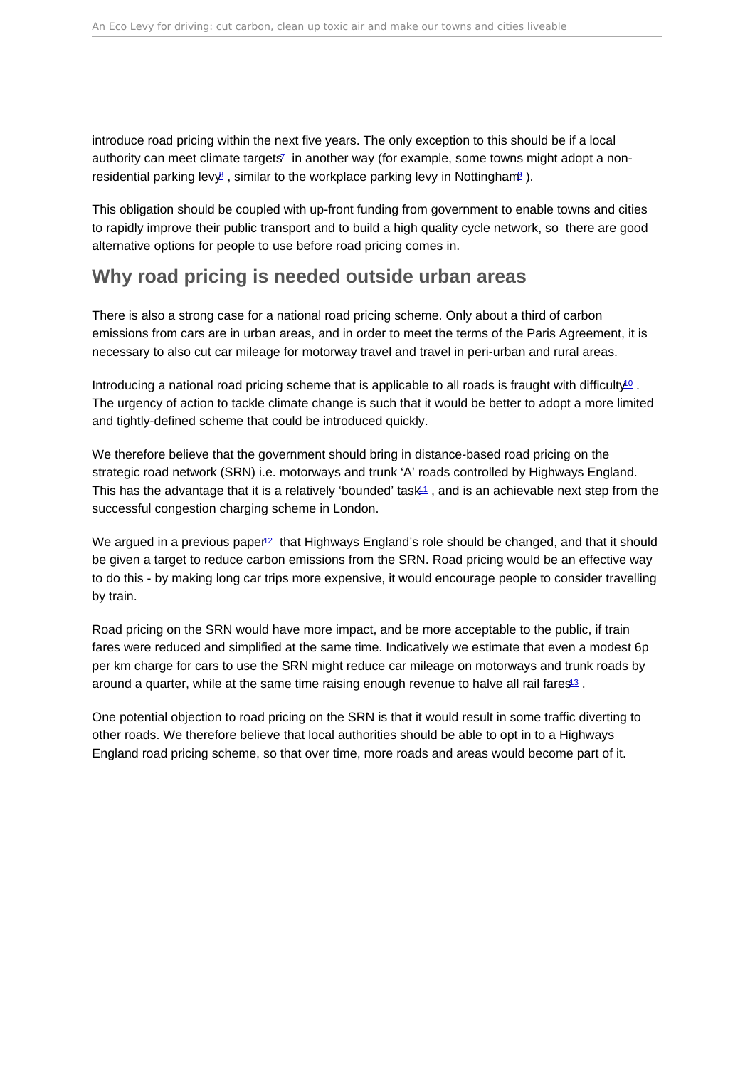introduce road pricing within the next five years. The only exception to this should be if a local authority can meet climate targets[7] in another way (for example, some towns might adopt a non-residential parking levy[8], similar to the workplace parking levy in Nottingham[9]).

This obligation should be coupled with up-front funding from government to enable towns and cities to rapidly improve their public transport and to build a high quality cycle network, so there are good alternative options for people to use before road pricing comes in.

## Why road pricing is needed outside urban areas

There is also a strong case for a national road pricing scheme. Only about a third of carbon emissions from cars are in urban areas, and in order to meet the terms of the Paris Agreement, it is necessary to also cut car mileage for motorway travel and travel in peri-urban and rural areas.

Introducing a national road pricing scheme that is applicable to all roads is fraught with difficulty[10]. The urgency of action to tackle climate change is such that it would be better to adopt a more limited and tightly-defined scheme that could be introduced quickly.

We therefore believe that the government should bring in distance-based road pricing on the strategic road network (SRN) i.e. motorways and trunk 'A' roads controlled by Highways England. This has the advantage that it is a relatively 'bounded' task[11], and is an achievable next step from the successful congestion charging scheme in London.

We argued in a previous paper[12] that Highways England's role should be changed, and that it should be given a target to reduce carbon emissions from the SRN. Road pricing would be an effective way to do this - by making long car trips more expensive, it would encourage people to consider travelling by train.

Road pricing on the SRN would have more impact, and be more acceptable to the public, if train fares were reduced and simplified at the same time. Indicatively we estimate that even a modest 6p per km charge for cars to use the SRN might reduce car mileage on motorways and trunk roads by around a quarter, while at the same time raising enough revenue to halve all rail fares[13].

One potential objection to road pricing on the SRN is that it would result in some traffic diverting to other roads. We therefore believe that local authorities should be able to opt in to a Highways England road pricing scheme, so that over time, more roads and areas would become part of it.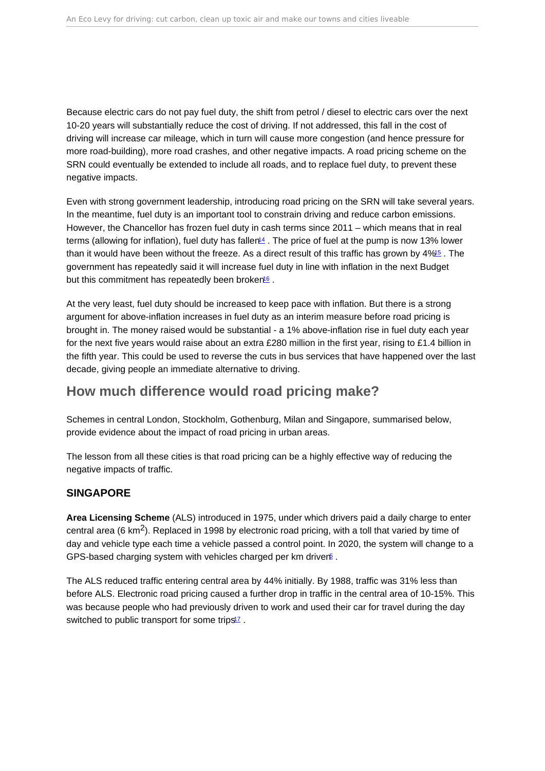Because electric cars do not pay fuel duty, the shift from petrol / diesel to electric cars over the next 10-20 years will substantially reduce the cost of driving. If not addressed, this fall in the cost of driving will increase car mileage, which in turn will cause more congestion (and hence pressure for more road-building), more road crashes, and other negative impacts. A road pricing scheme on the SRN could eventually be extended to include all roads, and to replace fuel duty, to prevent these negative impacts.

Even with strong government leadership, introducing road pricing on the SRN will take several years. In the meantime, fuel duty is an important tool to constrain driving and reduce carbon emissions. However, the Chancellor has frozen fuel duty in cash terms since 2011 – which means that in real terms (allowing for inflation), fuel duty has fallen[14]. The price of fuel at the pump is now 13% lower than it would have been without the freeze. As a direct result of this traffic has grown by 4%[15]. The government has repeatedly said it will increase fuel duty in line with inflation in the next Budget but this commitment has repeatedly been broken[16].

At the very least, fuel duty should be increased to keep pace with inflation. But there is a strong argument for above-inflation increases in fuel duty as an interim measure before road pricing is brought in. The money raised would be substantial - a 1% above-inflation rise in fuel duty each year for the next five years would raise about an extra £280 million in the first year, rising to £1.4 billion in the fifth year. This could be used to reverse the cuts in bus services that have happened over the last decade, giving people an immediate alternative to driving.

## How much difference would road pricing make?

Schemes in central London, Stockholm, Gothenburg, Milan and Singapore, summarised below, provide evidence about the impact of road pricing in urban areas.

The lesson from all these cities is that road pricing can be a highly effective way of reducing the negative impacts of traffic.

### SINGAPORE

**Area Licensing Scheme** (ALS) introduced in 1975, under which drivers paid a daily charge to enter central area (6 $km^2$). Replaced in 1998 by electronic road pricing, with a toll that varied by time of day and vehicle type each time a vehicle passed a control point. In 2020, the system will change to a GPS-based charging system with vehicles charged per km driven[5].

The ALS reduced traffic entering central area by 44% initially. By 1988, traffic was 31% less than before ALS. Electronic road pricing caused a further drop in traffic in the central area of 10-15%. This was because people who had previously driven to work and used their car for travel during the day switched to public transport for some trips[17].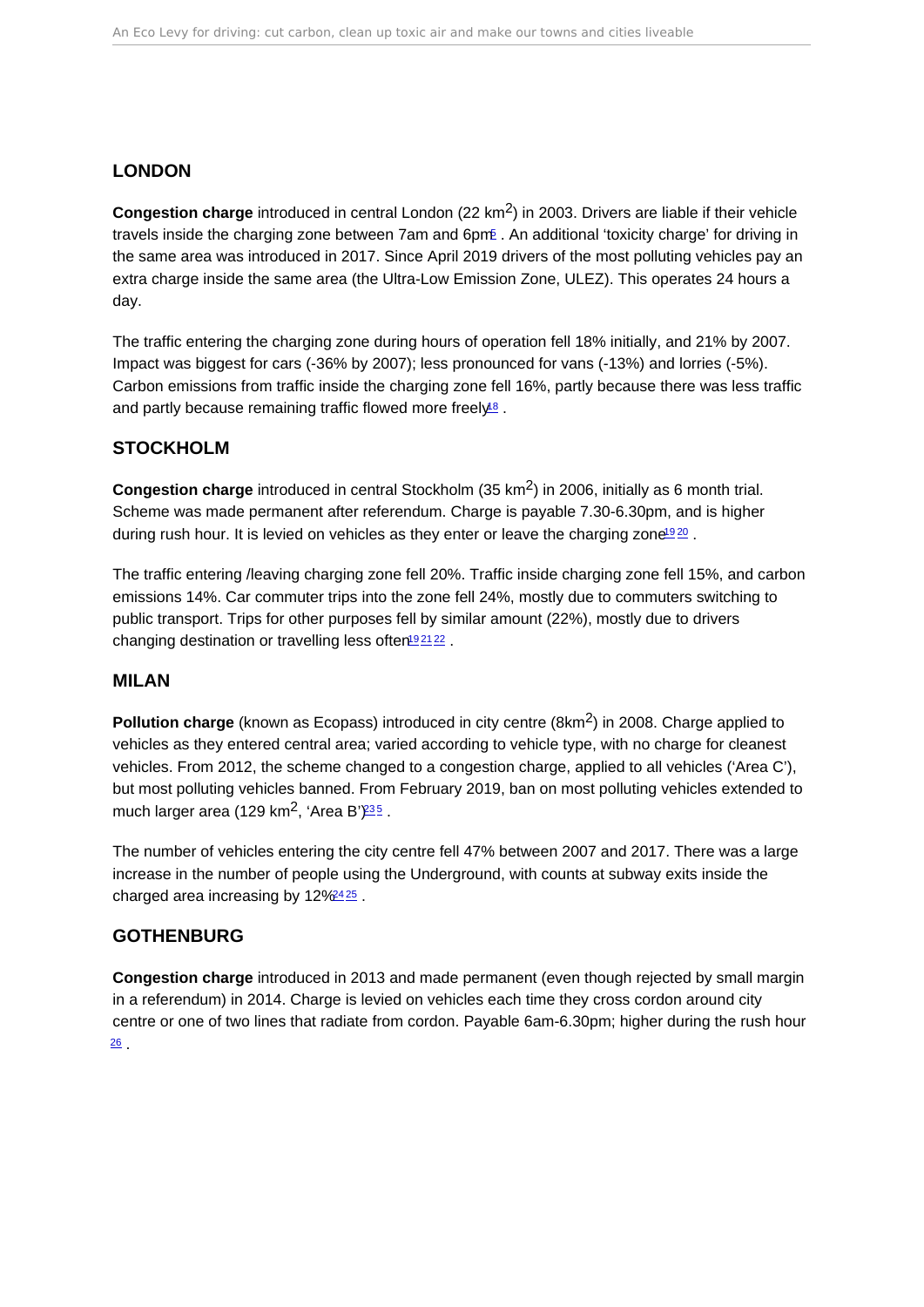## LONDON

**Congestion charge** introduced in central London (22 km$^2$) in 2003. Drivers are liable if their vehicle travels inside the charging zone between 7am and 6pm[5]. An additional 'toxicity charge' for driving in the same area was introduced in 2017. Since April 2019 drivers of the most polluting vehicles pay an extra charge inside the same area (the Ultra-Low Emission Zone, ULEZ). This operates 24 hours a day.

The traffic entering the charging zone during hours of operation fell 18% initially, and 21% by 2007. Impact was biggest for cars (-36% by 2007); less pronounced for vans (-13%) and lorries (-5%). Carbon emissions from traffic inside the charging zone fell 16%, partly because there was less traffic and partly because remaining traffic flowed more freely[18].

## STOCKHOLM

**Congestion charge** introduced in central Stockholm (35 km$^2$) in 2006, initially as 6 month trial. Scheme was made permanent after referendum. Charge is payable 7.30-6.30pm, and is higher during rush hour. It is levied on vehicles as they enter or leave the charging zone[19][20].

The traffic entering /leaving charging zone fell 20%. Traffic inside charging zone fell 15%, and carbon emissions 14%. Car commuter trips into the zone fell 24%, mostly due to commuters switching to public transport. Trips for other purposes fell by similar amount (22%), mostly due to drivers changing destination or travelling less often[19][21][22].

## MILAN

**Pollution charge** (known as Ecopass) introduced in city centre (8km$^2$) in 2008. Charge applied to vehicles as they entered central area; varied according to vehicle type, with no charge for cleanest vehicles. From 2012, the scheme changed to a congestion charge, applied to all vehicles ('Area C'), but most polluting vehicles banned. From February 2019, ban on most polluting vehicles extended to much larger area (129 km$^2$, 'Area B')[23][5].

The number of vehicles entering the city centre fell 47% between 2007 and 2017. There was a large increase in the number of people using the Underground, with counts at subway exits inside the charged area increasing by 12%[24][25].

## GOTHENBURG

**Congestion charge** introduced in 2013 and made permanent (even though rejected by small margin in a referendum) in 2014. Charge is levied on vehicles each time they cross cordon around city centre or one of two lines that radiate from cordon. Payable 6am-6.30pm; higher during the rush hour[26].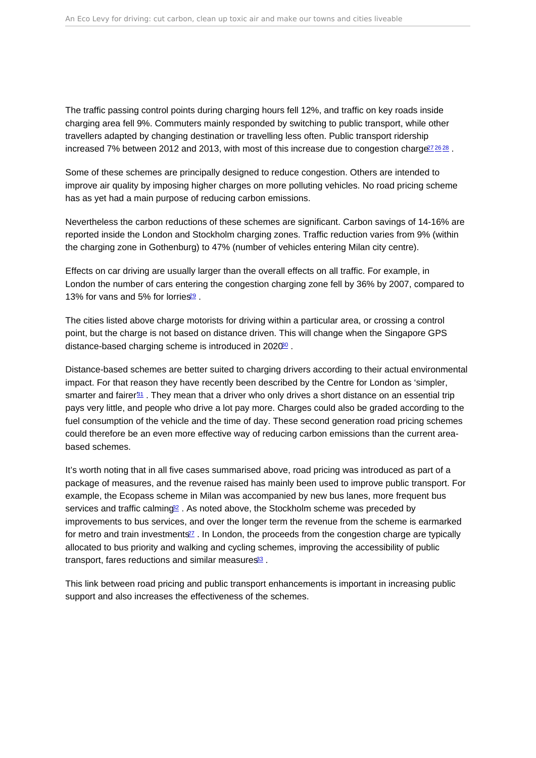The traffic passing control points during charging hours fell 12%, and traffic on key roads inside charging area fell 9%. Commuters mainly responded by switching to public transport, while other travellers adapted by changing destination or travelling less often. Public transport ridership increased 7% between 2012 and 2013, with most of this increase due to congestion charge[27][26][28] .

Some of these schemes are principally designed to reduce congestion. Others are intended to improve air quality by imposing higher charges on more polluting vehicles. No road pricing scheme has as yet had a main purpose of reducing carbon emissions.

Nevertheless the carbon reductions of these schemes are significant. Carbon savings of 14-16% are reported inside the London and Stockholm charging zones. Traffic reduction varies from 9% (within the charging zone in Gothenburg) to 47% (number of vehicles entering Milan city centre).

Effects on car driving are usually larger than the overall effects on all traffic. For example, in London the number of cars entering the congestion charging zone fell by 36% by 2007, compared to 13% for vans and 5% for lorries[29] .

The cities listed above charge motorists for driving within a particular area, or crossing a control point, but the charge is not based on distance driven. This will change when the Singapore GPS distance-based charging scheme is introduced in 2020[30] .

Distance-based schemes are better suited to charging drivers according to their actual environmental impact. For that reason they have recently been described by the Centre for London as 'simpler, smarter and fairer'[31] . They mean that a driver who only drives a short distance on an essential trip pays very little, and people who drive a lot pay more. Charges could also be graded according to the fuel consumption of the vehicle and the time of day. These second generation road pricing schemes could therefore be an even more effective way of reducing carbon emissions than the current area-based schemes.

It's worth noting that in all five cases summarised above, road pricing was introduced as part of a package of measures, and the revenue raised has mainly been used to improve public transport. For example, the Ecopass scheme in Milan was accompanied by new bus lanes, more frequent bus services and traffic calming[32] . As noted above, the Stockholm scheme was preceded by improvements to bus services, and over the longer term the revenue from the scheme is earmarked for metro and train investments[27] . In London, the proceeds from the congestion charge are typically allocated to bus priority and walking and cycling schemes, improving the accessibility of public transport, fares reductions and similar measures[33] .

This link between road pricing and public transport enhancements is important in increasing public support and also increases the effectiveness of the schemes.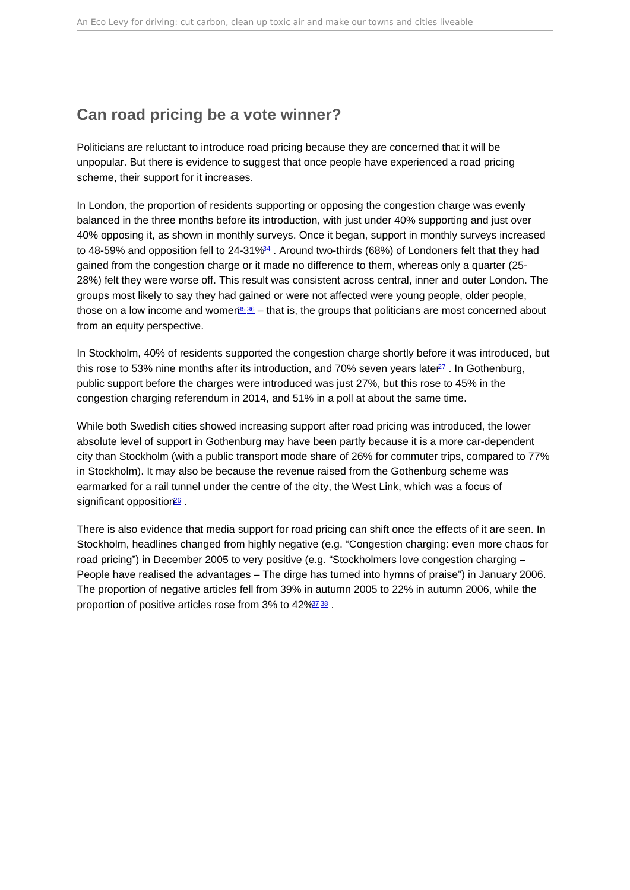## Can road pricing be a vote winner?

Politicians are reluctant to introduce road pricing because they are concerned that it will be unpopular. But there is evidence to suggest that once people have experienced a road pricing scheme, their support for it increases.

In London, the proportion of residents supporting or opposing the congestion charge was evenly balanced in the three months before its introduction, with just under 40% supporting and just over 40% opposing it, as shown in monthly surveys. Once it began, support in monthly surveys increased to 48-59% and opposition fell to 24-31%[34] . Around two-thirds (68%) of Londoners felt that they had gained from the congestion charge or it made no difference to them, whereas only a quarter (25-28%) felt they were worse off. This result was consistent across central, inner and outer London. The groups most likely to say they had gained or were not affected were young people, older people, those on a low income and women[35] [36] – that is, the groups that politicians are most concerned about from an equity perspective.

In Stockholm, 40% of residents supported the congestion charge shortly before it was introduced, but this rose to 53% nine months after its introduction, and 70% seven years later[27] . In Gothenburg, public support before the charges were introduced was just 27%, but this rose to 45% in the congestion charging referendum in 2014, and 51% in a poll at about the same time.

While both Swedish cities showed increasing support after road pricing was introduced, the lower absolute level of support in Gothenburg may have been partly because it is a more car-dependent city than Stockholm (with a public transport mode share of 26% for commuter trips, compared to 77% in Stockholm). It may also be because the revenue raised from the Gothenburg scheme was earmarked for a rail tunnel under the centre of the city, the West Link, which was a focus of significant opposition[26] .

There is also evidence that media support for road pricing can shift once the effects of it are seen. In Stockholm, headlines changed from highly negative (e.g. "Congestion charging: even more chaos for road pricing") in December 2005 to very positive (e.g. "Stockholmers love congestion charging – People have realised the advantages – The dirge has turned into hymns of praise") in January 2006. The proportion of negative articles fell from 39% in autumn 2005 to 22% in autumn 2006, while the proportion of positive articles rose from 3% to 42%[37] [38] .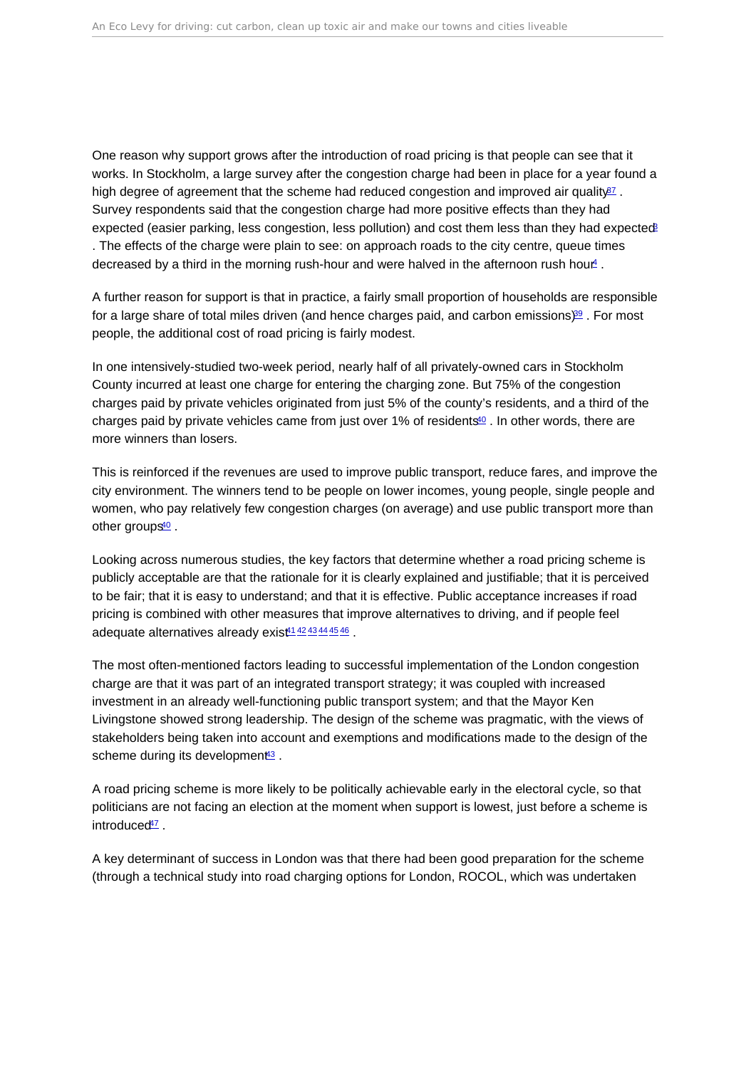One reason why support grows after the introduction of road pricing is that people can see that it works. In Stockholm, a large survey after the congestion charge had been in place for a year found a high degree of agreement that the scheme had reduced congestion and improved air quality[37]. Survey respondents said that the congestion charge had more positive effects than they had expected (easier parking, less congestion, less pollution) and cost them less than they had expected[8]. The effects of the charge were plain to see: on approach roads to the city centre, queue times decreased by a third in the morning rush-hour and were halved in the afternoon rush hour[4].

A further reason for support is that in practice, a fairly small proportion of households are responsible for a large share of total miles driven (and hence charges paid, and carbon emissions)[39]. For most people, the additional cost of road pricing is fairly modest.

In one intensively-studied two-week period, nearly half of all privately-owned cars in Stockholm County incurred at least one charge for entering the charging zone. But 75% of the congestion charges paid by private vehicles originated from just 5% of the county's residents, and a third of the charges paid by private vehicles came from just over 1% of residents[40]. In other words, there are more winners than losers.

This is reinforced if the revenues are used to improve public transport, reduce fares, and improve the city environment. The winners tend to be people on lower incomes, young people, single people and women, who pay relatively few congestion charges (on average) and use public transport more than other groups[40].

Looking across numerous studies, the key factors that determine whether a road pricing scheme is publicly acceptable are that the rationale for it is clearly explained and justifiable; that it is perceived to be fair; that it is easy to understand; and that it is effective. Public acceptance increases if road pricing is combined with other measures that improve alternatives to driving, and if people feel adequate alternatives already exist[41] [42] [43] [44] [45] [46].

The most often-mentioned factors leading to successful implementation of the London congestion charge are that it was part of an integrated transport strategy; it was coupled with increased investment in an already well-functioning public transport system; and that the Mayor Ken Livingstone showed strong leadership. The design of the scheme was pragmatic, with the views of stakeholders being taken into account and exemptions and modifications made to the design of the scheme during its development[43].

A road pricing scheme is more likely to be politically achievable early in the electoral cycle, so that politicians are not facing an election at the moment when support is lowest, just before a scheme is introduced[47].

A key determinant of success in London was that there had been good preparation for the scheme (through a technical study into road charging options for London, ROCOL, which was undertaken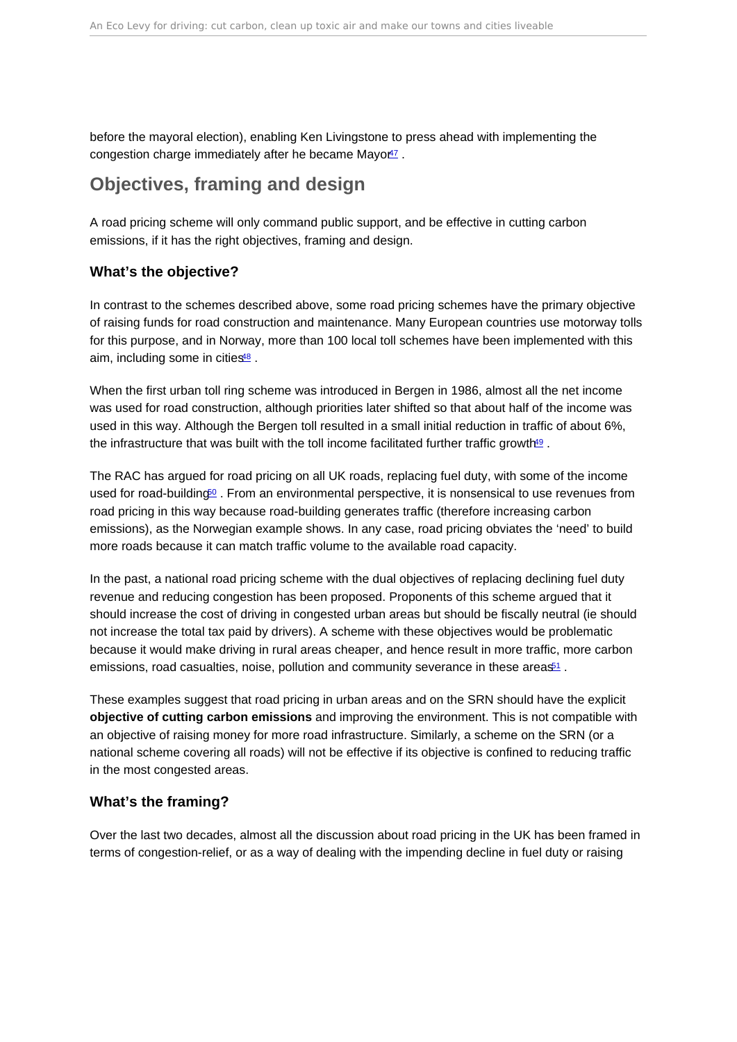before the mayoral election), enabling Ken Livingstone to press ahead with implementing the congestion charge immediately after he became Mayor[47] .

## Objectives, framing and design

A road pricing scheme will only command public support, and be effective in cutting carbon emissions, if it has the right objectives, framing and design.

### What's the objective?

In contrast to the schemes described above, some road pricing schemes have the primary objective of raising funds for road construction and maintenance. Many European countries use motorway tolls for this purpose, and in Norway, more than 100 local toll schemes have been implemented with this aim, including some in cities[48] .

When the first urban toll ring scheme was introduced in Bergen in 1986, almost all the net income was used for road construction, although priorities later shifted so that about half of the income was used in this way. Although the Bergen toll resulted in a small initial reduction in traffic of about 6%, the infrastructure that was built with the toll income facilitated further traffic growth[49] .

The RAC has argued for road pricing on all UK roads, replacing fuel duty, with some of the income used for road-building[50] . From an environmental perspective, it is nonsensical to use revenues from road pricing in this way because road-building generates traffic (therefore increasing carbon emissions), as the Norwegian example shows. In any case, road pricing obviates the 'need' to build more roads because it can match traffic volume to the available road capacity.

In the past, a national road pricing scheme with the dual objectives of replacing declining fuel duty revenue and reducing congestion has been proposed. Proponents of this scheme argued that it should increase the cost of driving in congested urban areas but should be fiscally neutral (ie should not increase the total tax paid by drivers). A scheme with these objectives would be problematic because it would make driving in rural areas cheaper, and hence result in more traffic, more carbon emissions, road casualties, noise, pollution and community severance in these areas[51] .

These examples suggest that road pricing in urban areas and on the SRN should have the explicit **objective of cutting carbon emissions** and improving the environment. This is not compatible with an objective of raising money for more road infrastructure. Similarly, a scheme on the SRN (or a national scheme covering all roads) will not be effective if its objective is confined to reducing traffic in the most congested areas.

### What's the framing?

Over the last two decades, almost all the discussion about road pricing in the UK has been framed in terms of congestion-relief, or as a way of dealing with the impending decline in fuel duty or raising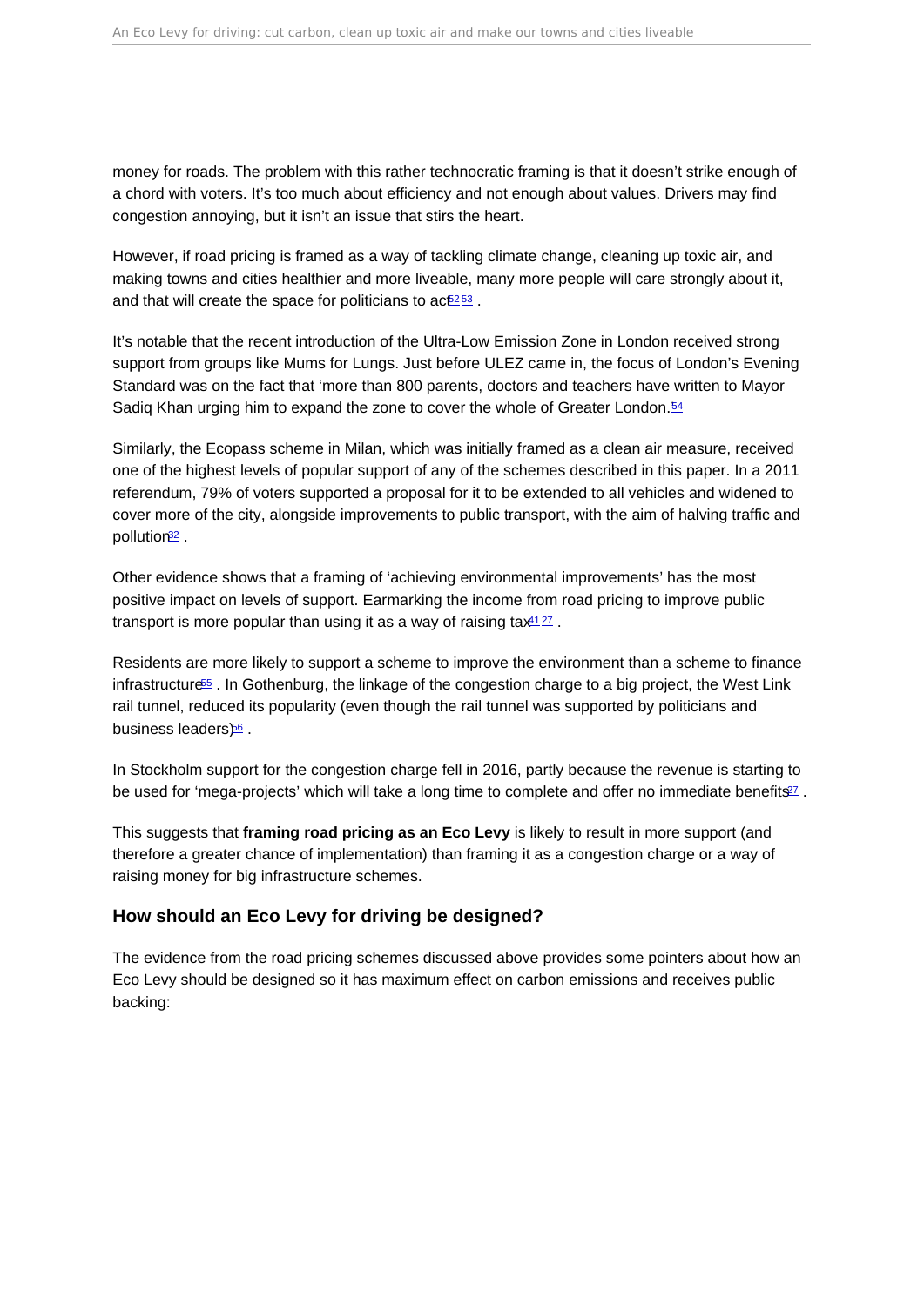money for roads. The problem with this rather technocratic framing is that it doesn't strike enough of a chord with voters. It's too much about efficiency and not enough about values. Drivers may find congestion annoying, but it isn't an issue that stirs the heart.

However, if road pricing is framed as a way of tackling climate change, cleaning up toxic air, and making towns and cities healthier and more liveable, many more people will care strongly about it, and that will create the space for politicians to act[52] [53] .

It's notable that the recent introduction of the Ultra-Low Emission Zone in London received strong support from groups like Mums for Lungs. Just before ULEZ came in, the focus of London's Evening Standard was on the fact that 'more than 800 parents, doctors and teachers have written to Mayor Sadiq Khan urging him to expand the zone to cover the whole of Greater London.'[54]

Similarly, the Ecopass scheme in Milan, which was initially framed as a clean air measure, received one of the highest levels of popular support of any of the schemes described in this paper. In a 2011 referendum, 79% of voters supported a proposal for it to be extended to all vehicles and widened to cover more of the city, alongside improvements to public transport, with the aim of halving traffic and pollution[32] .

Other evidence shows that a framing of 'achieving environmental improvements' has the most positive impact on levels of support. Earmarking the income from road pricing to improve public transport is more popular than using it as a way of raising tax[41] [27] .

Residents are more likely to support a scheme to improve the environment than a scheme to finance infrastructure[55] . In Gothenburg, the linkage of the congestion charge to a big project, the West Link rail tunnel, reduced its popularity (even though the rail tunnel was supported by politicians and business leaders)[56] .

In Stockholm support for the congestion charge fell in 2016, partly because the revenue is starting to be used for 'mega-projects' which will take a long time to complete and offer no immediate benefits[27] .

This suggests that **framing road pricing as an Eco Levy** is likely to result in more support (and therefore a greater chance of implementation) than framing it as a congestion charge or a way of raising money for big infrastructure schemes.

### How should an Eco Levy for driving be designed?

The evidence from the road pricing schemes discussed above provides some pointers about how an Eco Levy should be designed so it has maximum effect on carbon emissions and receives public backing: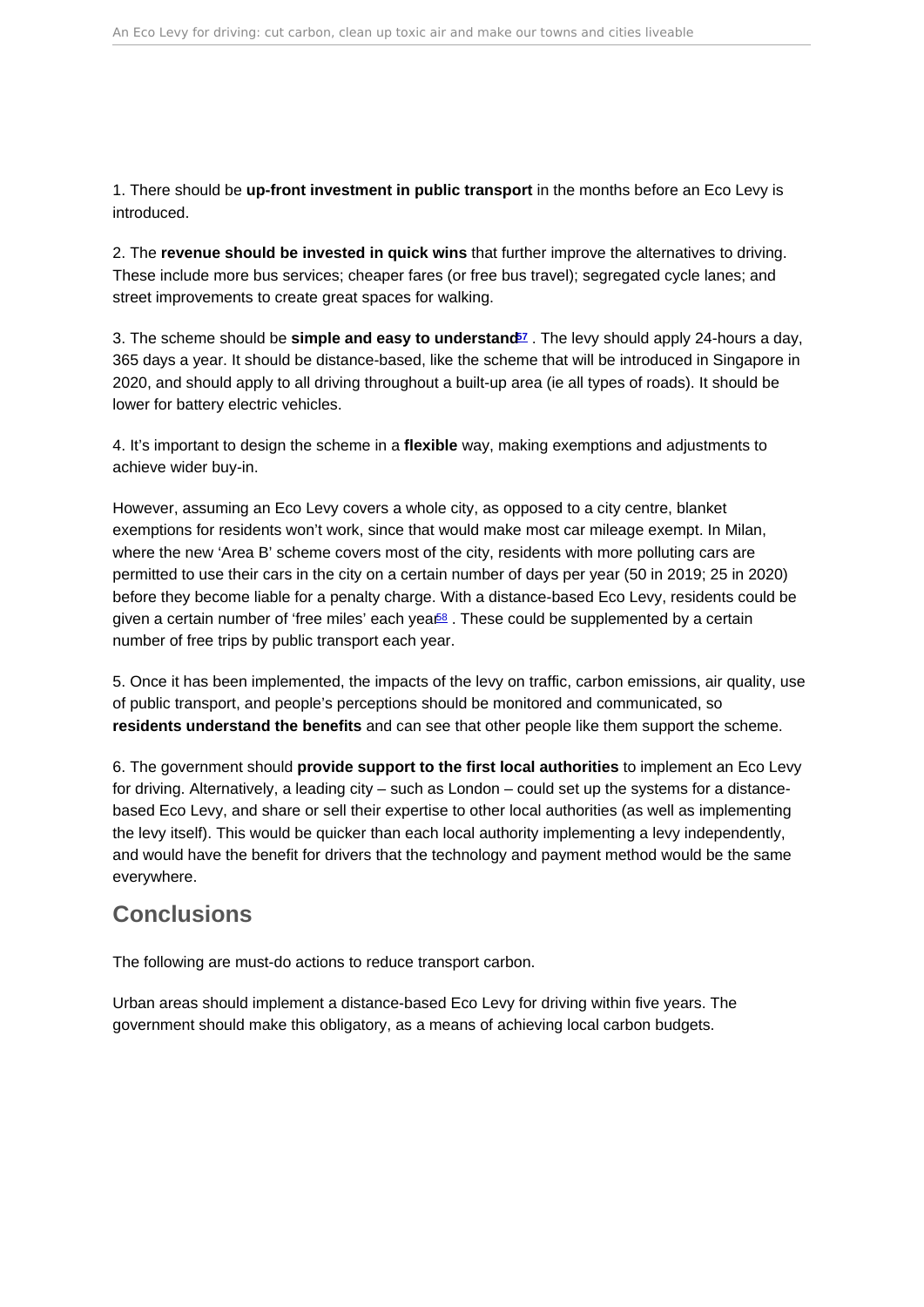1. There should be **up-front investment in public transport** in the months before an Eco Levy is introduced.

2. The **revenue should be invested in quick wins** that further improve the alternatives to driving. These include more bus services; cheaper fares (or free bus travel); segregated cycle lanes; and street improvements to create great spaces for walking.

3. The scheme should be **simple and easy to understand**[57]. The levy should apply 24-hours a day, 365 days a year. It should be distance-based, like the scheme that will be introduced in Singapore in 2020, and should apply to all driving throughout a built-up area (ie all types of roads). It should be lower for battery electric vehicles.

4. It's important to design the scheme in a **flexible** way, making exemptions and adjustments to achieve wider buy-in.

However, assuming an Eco Levy covers a whole city, as opposed to a city centre, blanket exemptions for residents won't work, since that would make most car mileage exempt. In Milan, where the new 'Area B' scheme covers most of the city, residents with more polluting cars are permitted to use their cars in the city on a certain number of days per year (50 in 2019; 25 in 2020) before they become liable for a penalty charge. With a distance-based Eco Levy, residents could be given a certain number of 'free miles' each year[58]. These could be supplemented by a certain number of free trips by public transport each year.

5. Once it has been implemented, the impacts of the levy on traffic, carbon emissions, air quality, use of public transport, and people's perceptions should be monitored and communicated, so **residents understand the benefits** and can see that other people like them support the scheme.

6. The government should **provide support to the first local authorities** to implement an Eco Levy for driving. Alternatively, a leading city – such as London – could set up the systems for a distance-based Eco Levy, and share or sell their expertise to other local authorities (as well as implementing the levy itself). This would be quicker than each local authority implementing a levy independently, and would have the benefit for drivers that the technology and payment method would be the same everywhere.

## Conclusions

The following are must-do actions to reduce transport carbon.

Urban areas should implement a distance-based Eco Levy for driving within five years. The government should make this obligatory, as a means of achieving local carbon budgets.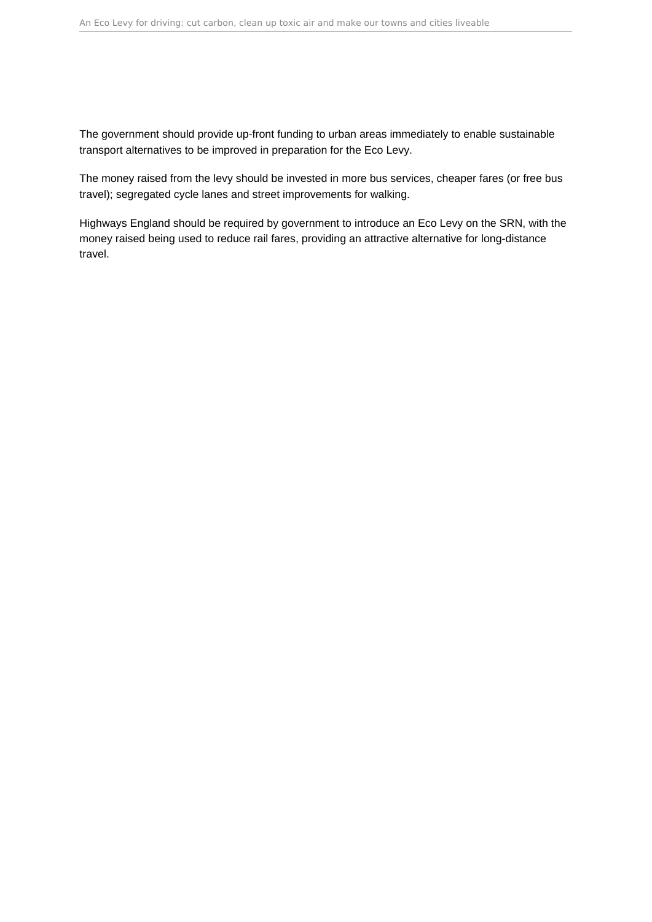The government should provide up-front funding to urban areas immediately to enable sustainable transport alternatives to be improved in preparation for the Eco Levy.

The money raised from the levy should be invested in more bus services, cheaper fares (or free bus travel); segregated cycle lanes and street improvements for walking.

Highways England should be required by government to introduce an Eco Levy on the SRN, with the money raised being used to reduce rail fares, providing an attractive alternative for long-distance travel.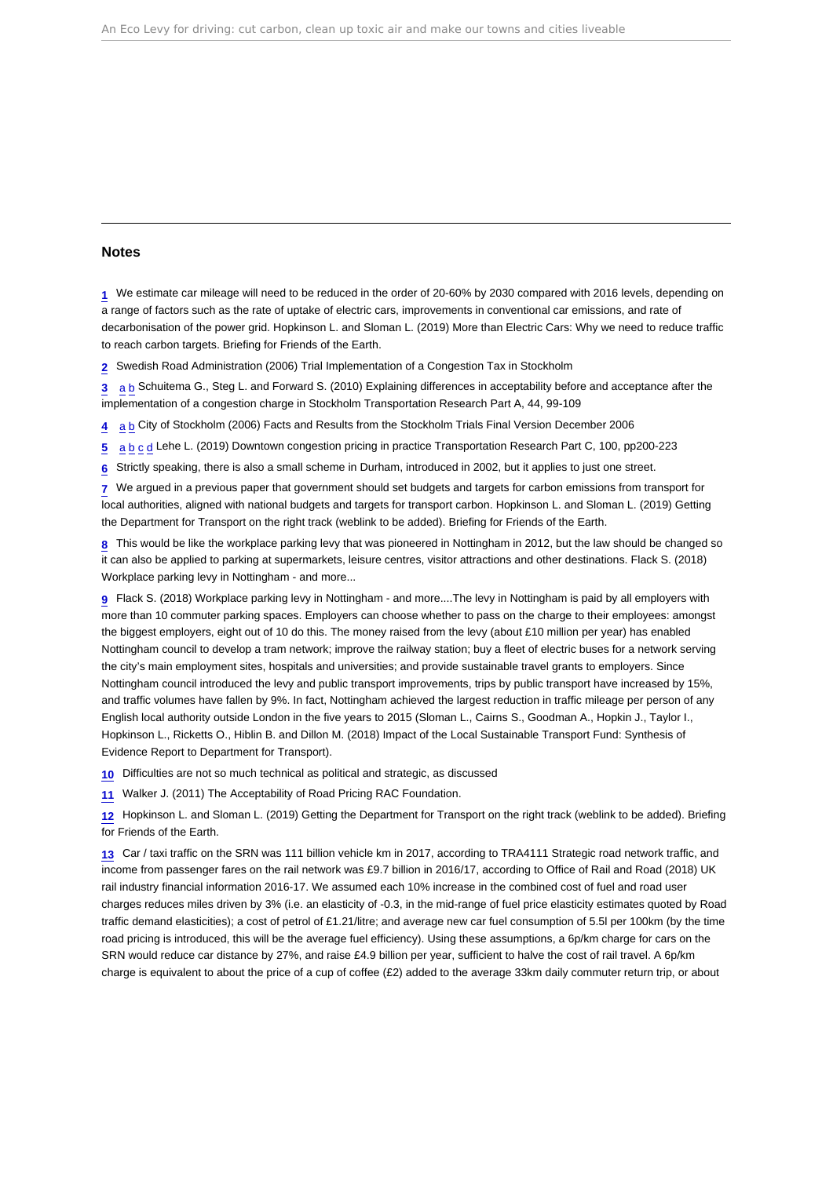## Notes

1 We estimate car mileage will need to be reduced in the order of 20-60% by 2030 compared with 2016 levels, depending on a range of factors such as the rate of uptake of electric cars, improvements in conventional car emissions, and rate of decarbonisation of the power grid. Hopkinson L. and Sloman L. (2019) More than Electric Cars: Why we need to reduce traffic to reach carbon targets. Briefing for Friends of the Earth.

2 Swedish Road Administration (2006) Trial Implementation of a Congestion Tax in Stockholm

3 a b Schuitema G., Steg L. and Forward S. (2010) Explaining differences in acceptability before and acceptance after the implementation of a congestion charge in Stockholm Transportation Research Part A, 44, 99-109

4 a b City of Stockholm (2006) Facts and Results from the Stockholm Trials Final Version December 2006

5 a b c d Lehe L. (2019) Downtown congestion pricing in practice Transportation Research Part C, 100, pp200-223

6 Strictly speaking, there is also a small scheme in Durham, introduced in 2002, but it applies to just one street.

7 We argued in a previous paper that government should set budgets and targets for carbon emissions from transport for local authorities, aligned with national budgets and targets for transport carbon. Hopkinson L. and Sloman L. (2019) Getting the Department for Transport on the right track (weblink to be added). Briefing for Friends of the Earth.

8 This would be like the workplace parking levy that was pioneered in Nottingham in 2012, but the law should be changed so it can also be applied to parking at supermarkets, leisure centres, visitor attractions and other destinations. Flack S. (2018) Workplace parking levy in Nottingham - and more...

9 Flack S. (2018) Workplace parking levy in Nottingham - and more....The levy in Nottingham is paid by all employers with more than 10 commuter parking spaces. Employers can choose whether to pass on the charge to their employees: amongst the biggest employers, eight out of 10 do this. The money raised from the levy (about £10 million per year) has enabled Nottingham council to develop a tram network; improve the railway station; buy a fleet of electric buses for a network serving the city's main employment sites, hospitals and universities; and provide sustainable travel grants to employers. Since Nottingham council introduced the levy and public transport improvements, trips by public transport have increased by 15%, and traffic volumes have fallen by 9%. In fact, Nottingham achieved the largest reduction in traffic mileage per person of any English local authority outside London in the five years to 2015 (Sloman L., Cairns S., Goodman A., Hopkin J., Taylor I., Hopkinson L., Ricketts O., Hiblin B. and Dillon M. (2018) Impact of the Local Sustainable Transport Fund: Synthesis of Evidence Report to Department for Transport).

10 Difficulties are not so much technical as political and strategic, as discussed

11 Walker J. (2011) The Acceptability of Road Pricing RAC Foundation.

12 Hopkinson L. and Sloman L. (2019) Getting the Department for Transport on the right track (weblink to be added). Briefing for Friends of the Earth.

13 Car / taxi traffic on the SRN was 111 billion vehicle km in 2017, according to TRA4111 Strategic road network traffic, and income from passenger fares on the rail network was £9.7 billion in 2016/17, according to Office of Rail and Road (2018) UK rail industry financial information 2016-17. We assumed each 10% increase in the combined cost of fuel and road user charges reduces miles driven by 3% (i.e. an elasticity of -0.3, in the mid-range of fuel price elasticity estimates quoted by Road traffic demand elasticities); a cost of petrol of £1.21/litre; and average new car fuel consumption of 5.5l per 100km (by the time road pricing is introduced, this will be the average fuel efficiency). Using these assumptions, a 6p/km charge for cars on the SRN would reduce car distance by 27%, and raise £4.9 billion per year, sufficient to halve the cost of rail travel. A 6p/km charge is equivalent to about the price of a cup of coffee (£2) added to the average 33km daily commuter return trip, or about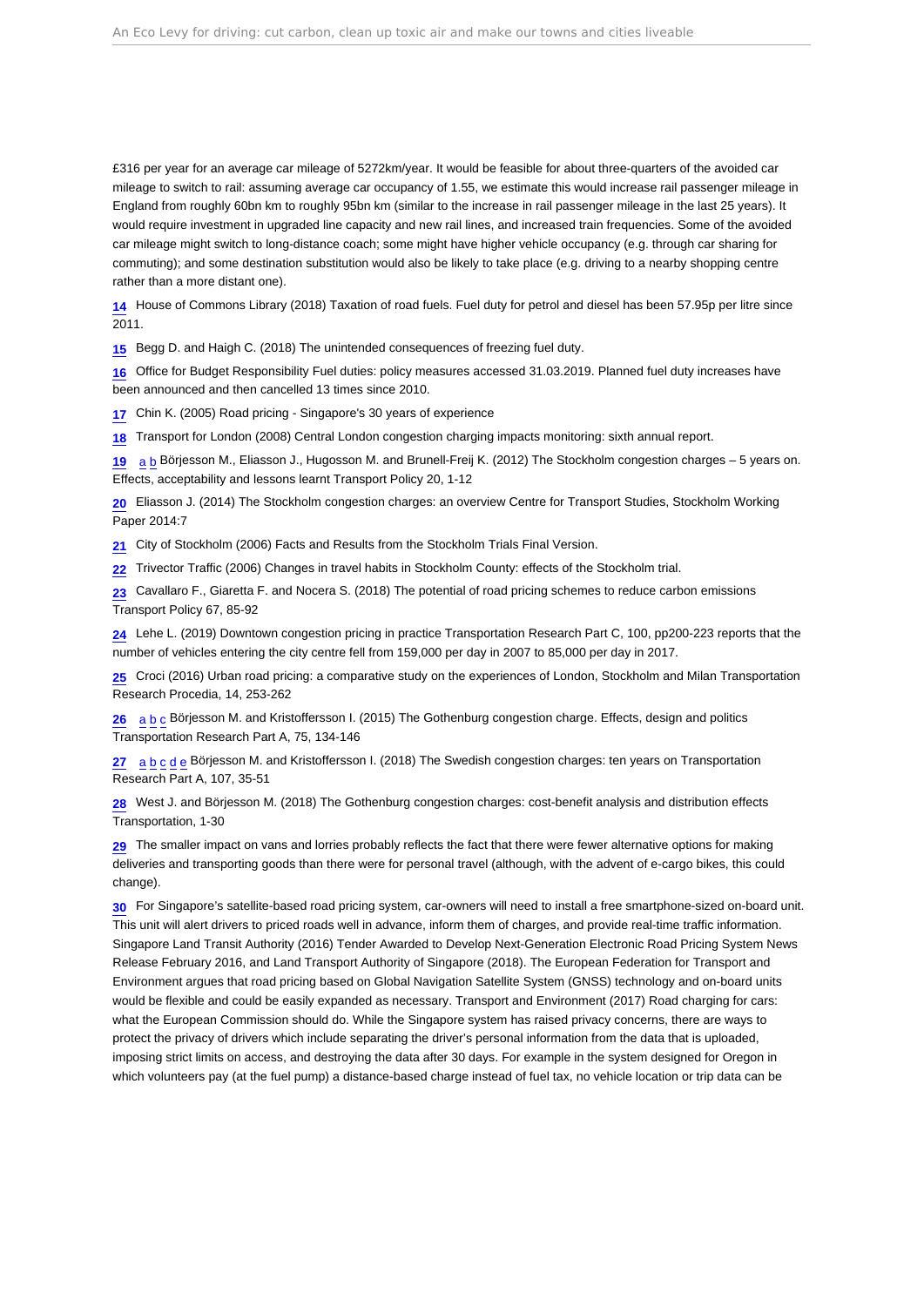£316 per year for an average car mileage of 5272km/year. It would be feasible for about three-quarters of the avoided car mileage to switch to rail: assuming average car occupancy of 1.55, we estimate this would increase rail passenger mileage in England from roughly 60bn km to roughly 95bn km (similar to the increase in rail passenger mileage in the last 25 years). It would require investment in upgraded line capacity and new rail lines, and increased train frequencies. Some of the avoided car mileage might switch to long-distance coach; some might have higher vehicle occupancy (e.g. through car sharing for commuting); and some destination substitution would also be likely to take place (e.g. driving to a nearby shopping centre rather than a more distant one).

14 House of Commons Library (2018) Taxation of road fuels. Fuel duty for petrol and diesel has been 57.95p per litre since 2011.

15 Begg D. and Haigh C. (2018) The unintended consequences of freezing fuel duty.

16 Office for Budget Responsibility Fuel duties: policy measures accessed 31.03.2019. Planned fuel duty increases have been announced and then cancelled 13 times since 2010.

17 Chin K. (2005) Road pricing - Singapore's 30 years of experience

18 Transport for London (2008) Central London congestion charging impacts monitoring: sixth annual report.

19 a b Börjesson M., Eliasson J., Hugosson M. and Brunell-Freij K. (2012) The Stockholm congestion charges – 5 years on. Effects, acceptability and lessons learnt Transport Policy 20, 1-12

20 Eliasson J. (2014) The Stockholm congestion charges: an overview Centre for Transport Studies, Stockholm Working Paper 2014:7

21 City of Stockholm (2006) Facts and Results from the Stockholm Trials Final Version.

22 Trivector Traffic (2006) Changes in travel habits in Stockholm County: effects of the Stockholm trial.

23 Cavallaro F., Giaretta F. and Nocera S. (2018) The potential of road pricing schemes to reduce carbon emissions Transport Policy 67, 85-92

24 Lehe L. (2019) Downtown congestion pricing in practice Transportation Research Part C, 100, pp200-223 reports that the number of vehicles entering the city centre fell from 159,000 per day in 2007 to 85,000 per day in 2017.

25 Croci (2016) Urban road pricing: a comparative study on the experiences of London, Stockholm and Milan Transportation Research Procedia, 14, 253-262

26 a b c Börjesson M. and Kristoffersson I. (2015) The Gothenburg congestion charge. Effects, design and politics Transportation Research Part A, 75, 134-146

27 a b c d e Börjesson M. and Kristoffersson I. (2018) The Swedish congestion charges: ten years on Transportation Research Part A, 107, 35-51

28 West J. and Börjesson M. (2018) The Gothenburg congestion charges: cost-benefit analysis and distribution effects Transportation, 1-30

29 The smaller impact on vans and lorries probably reflects the fact that there were fewer alternative options for making deliveries and transporting goods than there were for personal travel (although, with the advent of e-cargo bikes, this could change).

30 For Singapore's satellite-based road pricing system, car-owners will need to install a free smartphone-sized on-board unit. This unit will alert drivers to priced roads well in advance, inform them of charges, and provide real-time traffic information. Singapore Land Transit Authority (2016) Tender Awarded to Develop Next-Generation Electronic Road Pricing System News Release February 2016, and Land Transport Authority of Singapore (2018). The European Federation for Transport and Environment argues that road pricing based on Global Navigation Satellite System (GNSS) technology and on-board units would be flexible and could be easily expanded as necessary. Transport and Environment (2017) Road charging for cars: what the European Commission should do. While the Singapore system has raised privacy concerns, there are ways to protect the privacy of drivers which include separating the driver's personal information from the data that is uploaded, imposing strict limits on access, and destroying the data after 30 days. For example in the system designed for Oregon in which volunteers pay (at the fuel pump) a distance-based charge instead of fuel tax, no vehicle location or trip data can be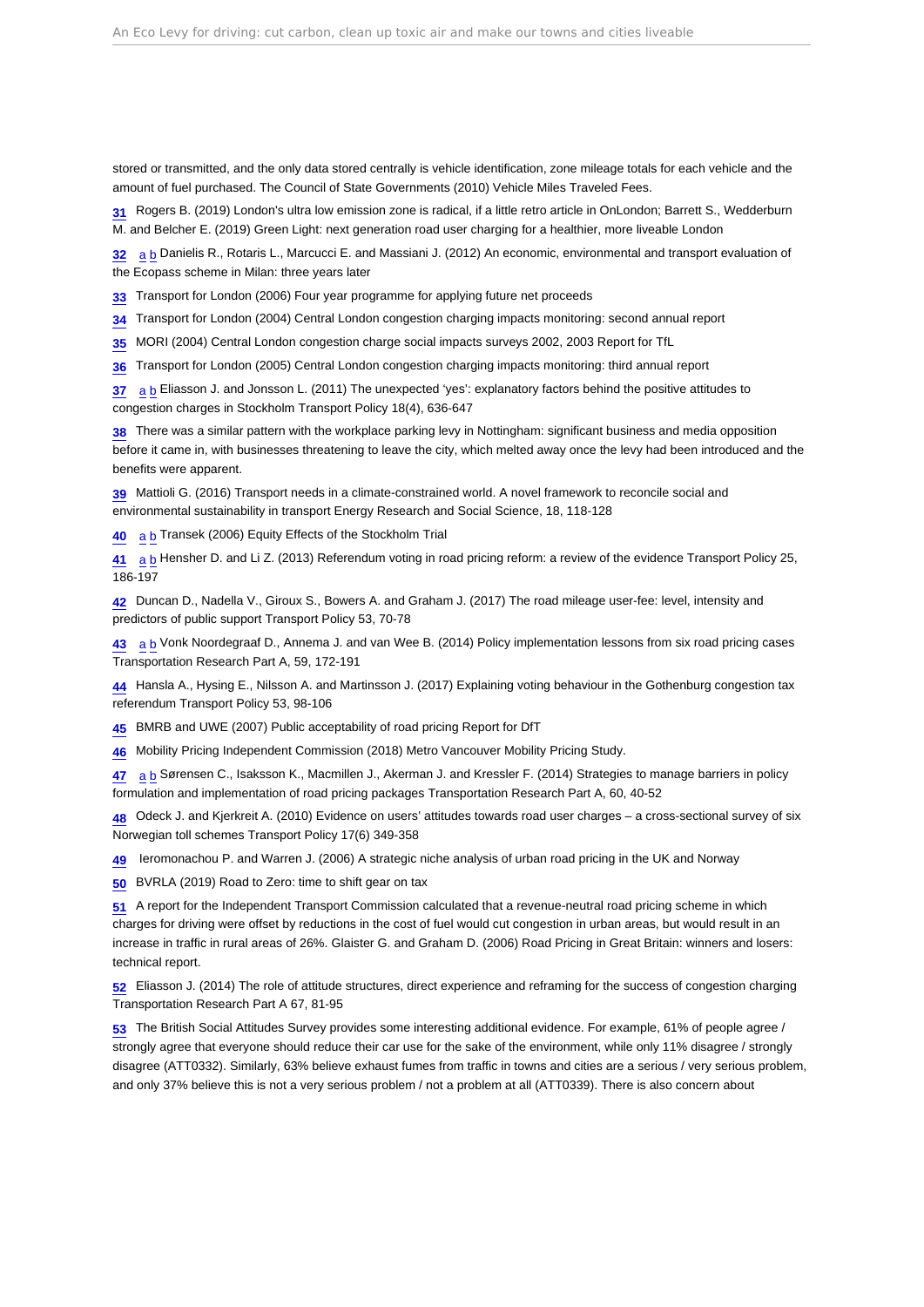stored or transmitted, and the only data stored centrally is vehicle identification, zone mileage totals for each vehicle and the amount of fuel purchased. The Council of State Governments (2010) Vehicle Miles Traveled Fees.

31 Rogers B. (2019) London's ultra low emission zone is radical, if a little retro article in OnLondon; Barrett S., Wedderburn M. and Belcher E. (2019) Green Light: next generation road user charging for a healthier, more liveable London

32 a b Danielis R., Rotaris L., Marcucci E. and Massiani J. (2012) An economic, environmental and transport evaluation of the Ecopass scheme in Milan: three years later

33 Transport for London (2006) Four year programme for applying future net proceeds

34 Transport for London (2004) Central London congestion charging impacts monitoring: second annual report

35 MORI (2004) Central London congestion charge social impacts surveys 2002, 2003 Report for TfL

36 Transport for London (2005) Central London congestion charging impacts monitoring: third annual report

37 a b Eliasson J. and Jonsson L. (2011) The unexpected 'yes': explanatory factors behind the positive attitudes to congestion charges in Stockholm Transport Policy 18(4), 636-647

38 There was a similar pattern with the workplace parking levy in Nottingham: significant business and media opposition before it came in, with businesses threatening to leave the city, which melted away once the levy had been introduced and the benefits were apparent.

39 Mattioli G. (2016) Transport needs in a climate-constrained world. A novel framework to reconcile social and environmental sustainability in transport Energy Research and Social Science, 18, 118-128

40 a b Transek (2006) Equity Effects of the Stockholm Trial

41 a b Hensher D. and Li Z. (2013) Referendum voting in road pricing reform: a review of the evidence Transport Policy 25, 186-197

42 Duncan D., Nadella V., Giroux S., Bowers A. and Graham J. (2017) The road mileage user-fee: level, intensity and predictors of public support Transport Policy 53, 70-78

43 a b Vonk Noordegraaf D., Annema J. and van Wee B. (2014) Policy implementation lessons from six road pricing cases Transportation Research Part A, 59, 172-191

44 Hansla A., Hysing E., Nilsson A. and Martinsson J. (2017) Explaining voting behaviour in the Gothenburg congestion tax referendum Transport Policy 53, 98-106

45 BMRB and UWE (2007) Public acceptability of road pricing Report for DfT

46 Mobility Pricing Independent Commission (2018) Metro Vancouver Mobility Pricing Study.

47 a b Sørensen C., Isaksson K., Macmillen J., Akerman J. and Kressler F. (2014) Strategies to manage barriers in policy formulation and implementation of road pricing packages Transportation Research Part A, 60, 40-52

48 Odeck J. and Kjerkreit A. (2010) Evidence on users' attitudes towards road user charges – a cross-sectional survey of six Norwegian toll schemes Transport Policy 17(6) 349-358

49 Ieromonachou P. and Warren J. (2006) A strategic niche analysis of urban road pricing in the UK and Norway

50 BVRLA (2019) Road to Zero: time to shift gear on tax

51 A report for the Independent Transport Commission calculated that a revenue-neutral road pricing scheme in which charges for driving were offset by reductions in the cost of fuel would cut congestion in urban areas, but would result in an increase in traffic in rural areas of 26%. Glaister G. and Graham D. (2006) Road Pricing in Great Britain: winners and losers: technical report.

52 Eliasson J. (2014) The role of attitude structures, direct experience and reframing for the success of congestion charging Transportation Research Part A 67, 81-95

53 The British Social Attitudes Survey provides some interesting additional evidence. For example, 61% of people agree / strongly agree that everyone should reduce their car use for the sake of the environment, while only 11% disagree / strongly disagree (ATT0332). Similarly, 63% believe exhaust fumes from traffic in towns and cities are a serious / very serious problem, and only 37% believe this is not a very serious problem / not a problem at all (ATT0339). There is also concern about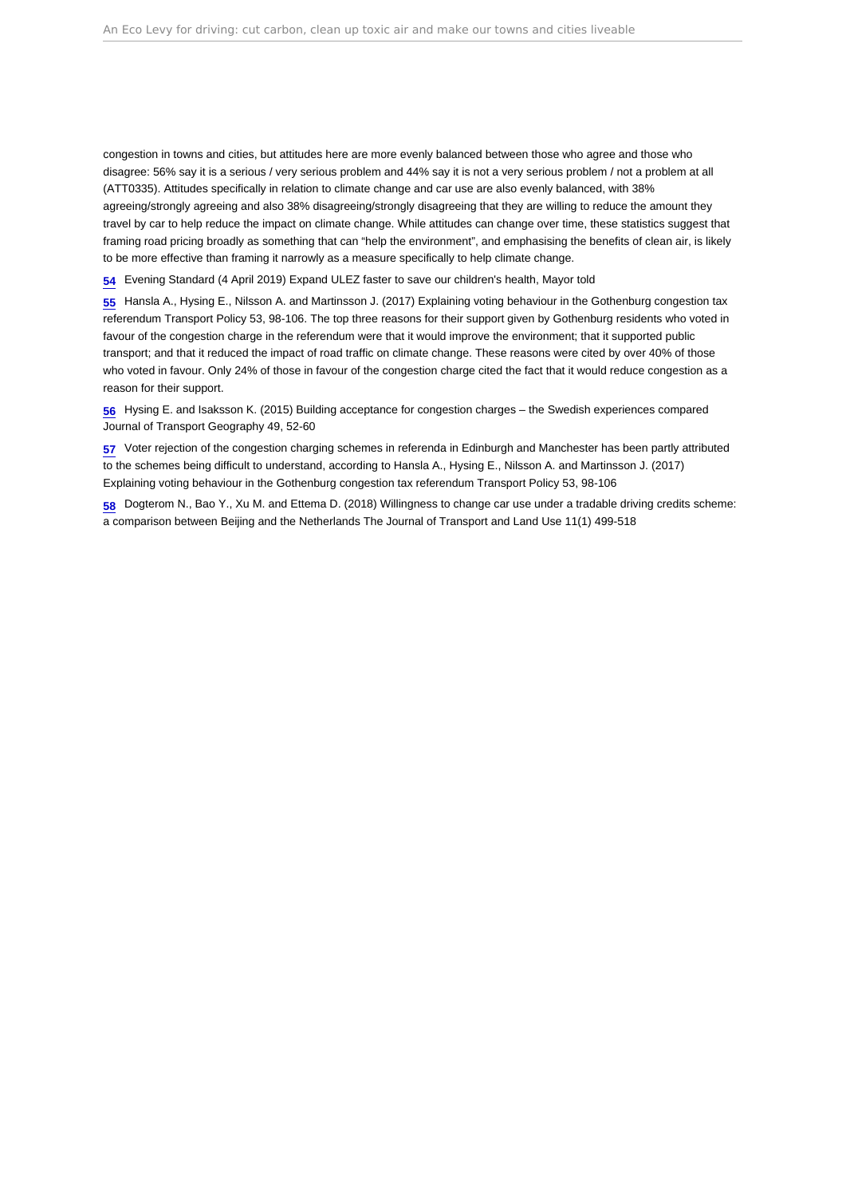congestion in towns and cities, but attitudes here are more evenly balanced between those who agree and those who disagree: 56% say it is a serious / very serious problem and 44% say it is not a very serious problem / not a problem at all (ATT0335). Attitudes specifically in relation to climate change and car use are also evenly balanced, with 38% agreeing/strongly agreeing and also 38% disagreeing/strongly disagreeing that they are willing to reduce the amount they travel by car to help reduce the impact on climate change. While attitudes can change over time, these statistics suggest that framing road pricing broadly as something that can "help the environment", and emphasising the benefits of clean air, is likely to be more effective than framing it narrowly as a measure specifically to help climate change.

54 Evening Standard (4 April 2019) Expand ULEZ faster to save our children's health, Mayor told

55 Hansla A., Hysing E., Nilsson A. and Martinsson J. (2017) Explaining voting behaviour in the Gothenburg congestion tax referendum Transport Policy 53, 98-106. The top three reasons for their support given by Gothenburg residents who voted in favour of the congestion charge in the referendum were that it would improve the environment; that it supported public transport; and that it reduced the impact of road traffic on climate change. These reasons were cited by over 40% of those who voted in favour. Only 24% of those in favour of the congestion charge cited the fact that it would reduce congestion as a reason for their support.

56 Hysing E. and Isaksson K. (2015) Building acceptance for congestion charges – the Swedish experiences compared Journal of Transport Geography 49, 52-60

57 Voter rejection of the congestion charging schemes in referenda in Edinburgh and Manchester has been partly attributed to the schemes being difficult to understand, according to Hansla A., Hysing E., Nilsson A. and Martinsson J. (2017) Explaining voting behaviour in the Gothenburg congestion tax referendum Transport Policy 53, 98-106

58 Dogterom N., Bao Y., Xu M. and Ettema D. (2018) Willingness to change car use under a tradable driving credits scheme: a comparison between Beijing and the Netherlands The Journal of Transport and Land Use 11(1) 499-518